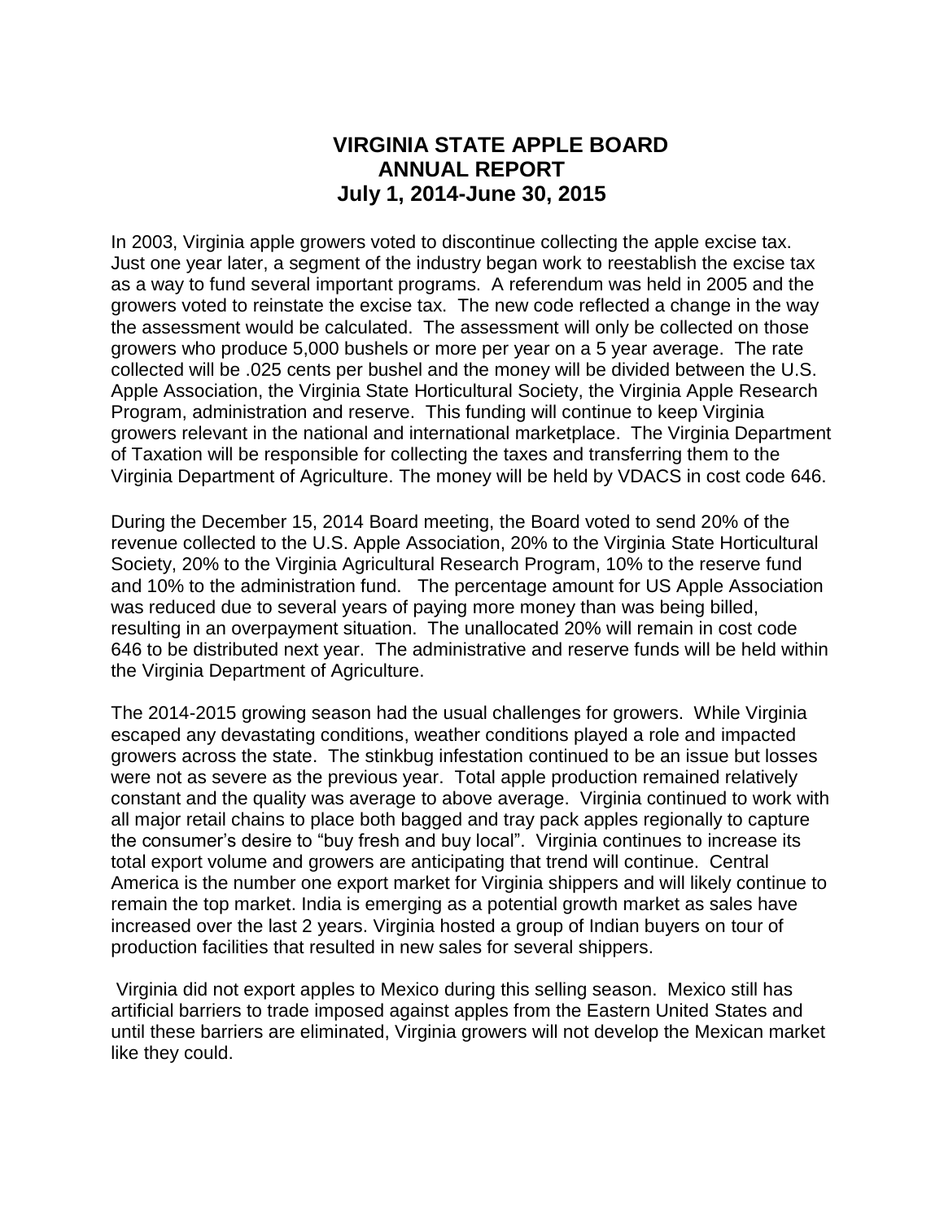# VIRGINIA STATE APPLE BOARD
## ANNUAL REPORT
## July 1, 2014-June 30, 2015

In 2003, Virginia apple growers voted to discontinue collecting the apple excise tax. Just one year later, a segment of the industry began work to reestablish the excise tax as a way to fund several important programs. A referendum was held in 2005 and the growers voted to reinstate the excise tax. The new code reflected a change in the way the assessment would be calculated. The assessment will only be collected on those growers who produce 5,000 bushels or more per year on a 5 year average. The rate collected will be .025 cents per bushel and the money will be divided between the U.S. Apple Association, the Virginia State Horticultural Society, the Virginia Apple Research Program, administration and reserve. This funding will continue to keep Virginia growers relevant in the national and international marketplace. The Virginia Department of Taxation will be responsible for collecting the taxes and transferring them to the Virginia Department of Agriculture. The money will be held by VDACS in cost code 646.

During the December 15, 2014 Board meeting, the Board voted to send 20% of the revenue collected to the U.S. Apple Association, 20% to the Virginia State Horticultural Society, 20% to the Virginia Agricultural Research Program, 10% to the reserve fund and 10% to the administration fund. The percentage amount for US Apple Association was reduced due to several years of paying more money than was being billed, resulting in an overpayment situation. The unallocated 20% will remain in cost code 646 to be distributed next year. The administrative and reserve funds will be held within the Virginia Department of Agriculture.

The 2014-2015 growing season had the usual challenges for growers. While Virginia escaped any devastating conditions, weather conditions played a role and impacted growers across the state. The stinkbug infestation continued to be an issue but losses were not as severe as the previous year. Total apple production remained relatively constant and the quality was average to above average. Virginia continued to work with all major retail chains to place both bagged and tray pack apples regionally to capture the consumer's desire to "buy fresh and buy local". Virginia continues to increase its total export volume and growers are anticipating that trend will continue. Central America is the number one export market for Virginia shippers and will likely continue to remain the top market. India is emerging as a potential growth market as sales have increased over the last 2 years. Virginia hosted a group of Indian buyers on tour of production facilities that resulted in new sales for several shippers.

Virginia did not export apples to Mexico during this selling season. Mexico still has artificial barriers to trade imposed against apples from the Eastern United States and until these barriers are eliminated, Virginia growers will not develop the Mexican market like they could.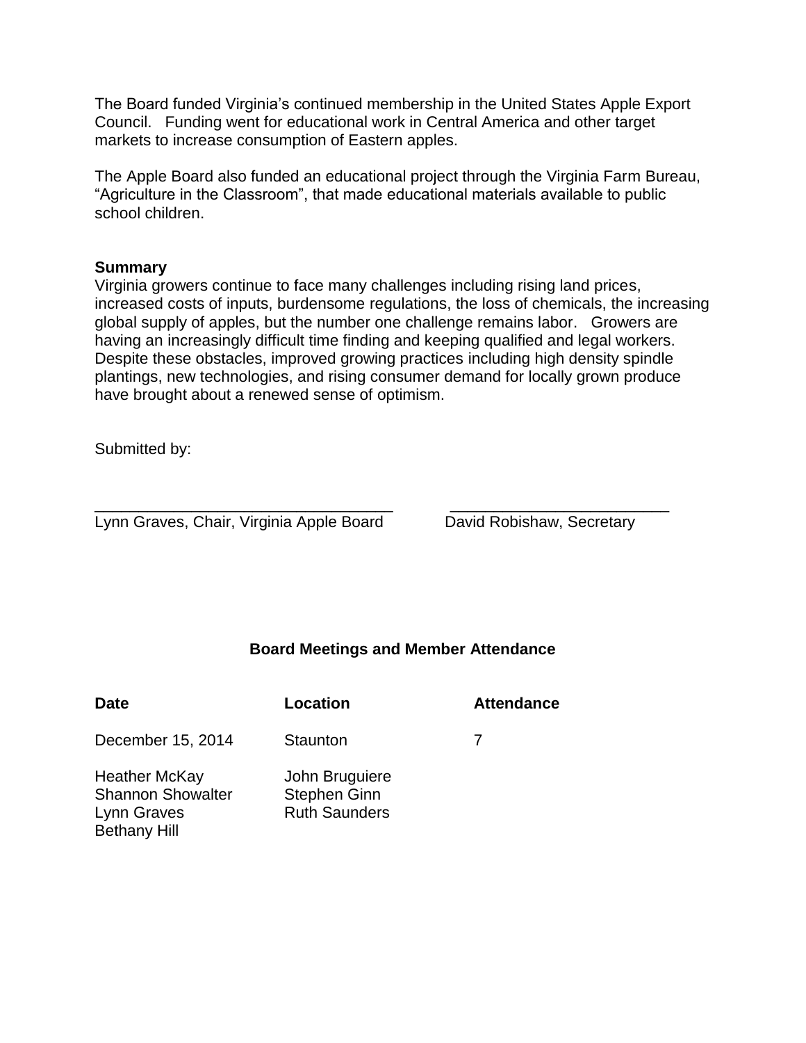The Board funded Virginia's continued membership in the United States Apple Export Council. Funding went for educational work in Central America and other target markets to increase consumption of Eastern apples.

The Apple Board also funded an educational project through the Virginia Farm Bureau, "Agriculture in the Classroom", that made educational materials available to public school children.

**Summary**

Virginia growers continue to face many challenges including rising land prices, increased costs of inputs, burdensome regulations, the loss of chemicals, the increasing global supply of apples, but the number one challenge remains labor. Growers are having an increasingly difficult time finding and keeping qualified and legal workers. Despite these obstacles, improved growing practices including high density spindle plantings, new technologies, and rising consumer demand for locally grown produce have brought about a renewed sense of optimism.

Submitted by:

\_\_\_\_\_\_\_\_\_\_\_\_\_\_\_\_\_\_\_\_\_\_\_\_\_\_\_\_\_\_\_\_\_\_\_
Lynn Graves, Chair, Virginia Apple Board

\_\_\_\_\_\_\_\_\_\_\_\_\_\_\_\_\_\_\_\_\_\_\_\_\_\_\_\_\_
David Robishaw, Secretary

**Board Meetings and Member Attendance**

| Date | Location | Attendance |
|---|---|---|
| December 15, 2014 | Staunton | 7 |

Heather McKay
Shannon Showalter
Lynn Graves
Bethany Hill
John Bruguiere
Stephen Ginn
Ruth Saunders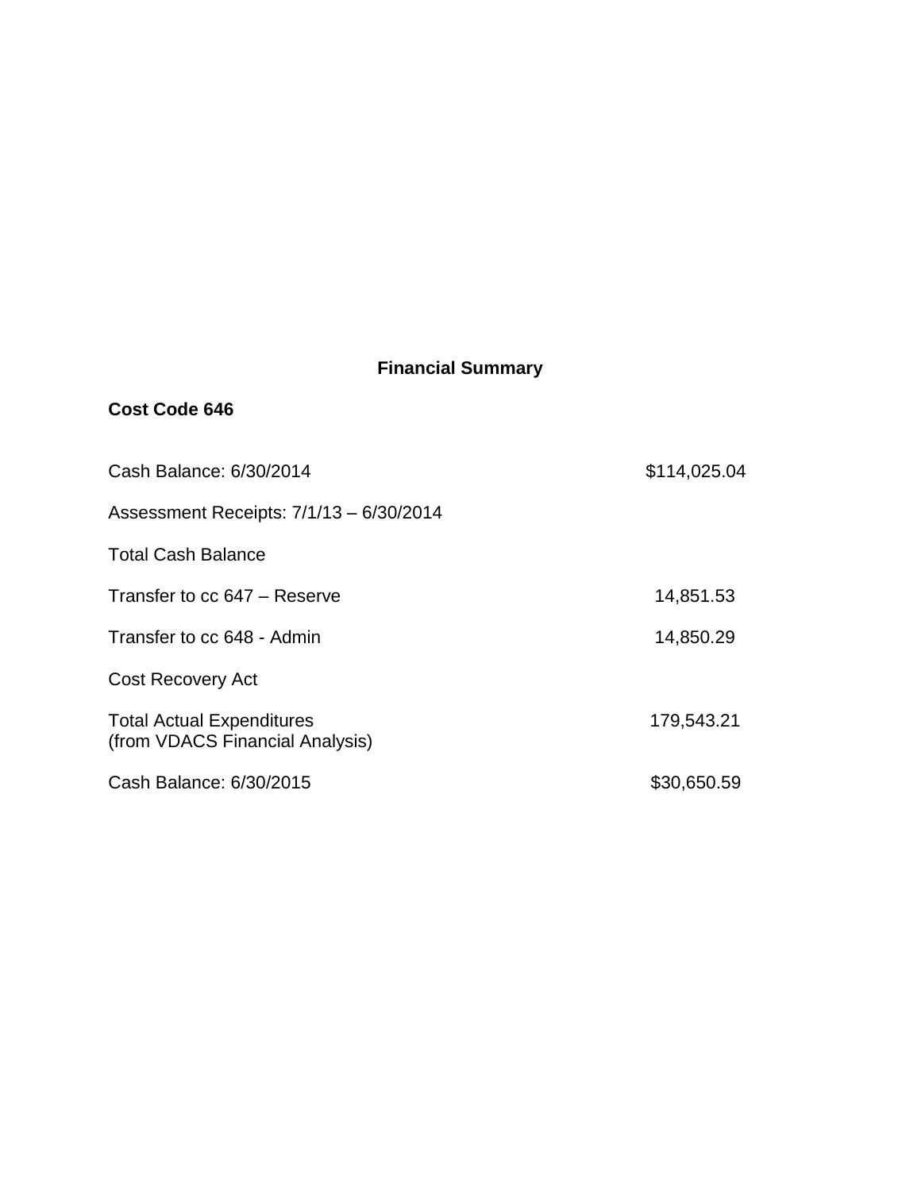**Financial Summary**

**Cost Code 646**

| | |
|---|---|
| Cash Balance: 6/30/2014 | $114,025.04 |
| Assessment Receipts: 7/1/13 – 6/30/2014 | |
| Total Cash Balance | |
| Transfer to cc 647 – Reserve | 14,851.53 |
| Transfer to cc 648 - Admin | 14,850.29 |
| Cost Recovery Act | |
| Total Actual Expenditures (from VDACS Financial Analysis) | 179,543.21 |
| Cash Balance: 6/30/2015 | $30,650.59 |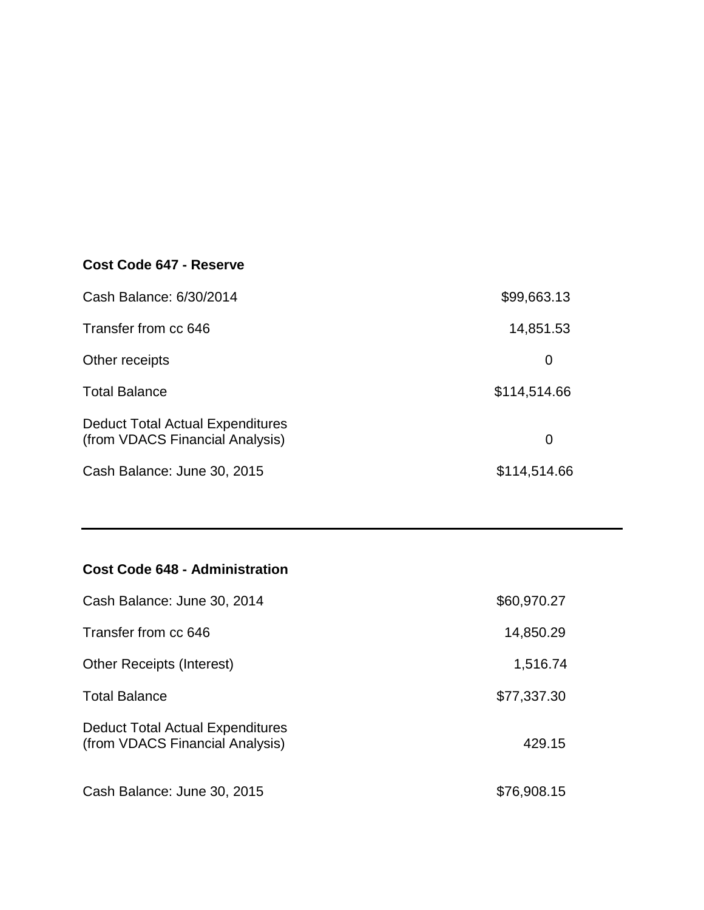**Cost Code 647 - Reserve**

| | |
|---|---|
| Cash Balance: 6/30/2014 | $99,663.13 |
| Transfer from cc 646 | 14,851.53 |
| Other receipts | 0 |
| Total Balance | $114,514.66 |
| Deduct Total Actual Expenditures (from VDACS Financial Analysis) | 0 |
| Cash Balance: June 30, 2015 | $114,514.66 |

---

**Cost Code 648 - Administration**

| | |
|---|---|
| Cash Balance: June 30, 2014 | $60,970.27 |
| Transfer from cc 646 | 14,850.29 |
| Other Receipts (Interest) | 1,516.74 |
| Total Balance | $77,337.30 |
| Deduct Total Actual Expenditures (from VDACS Financial Analysis) | 429.15 |
| Cash Balance: June 30, 2015 | $76,908.15 |